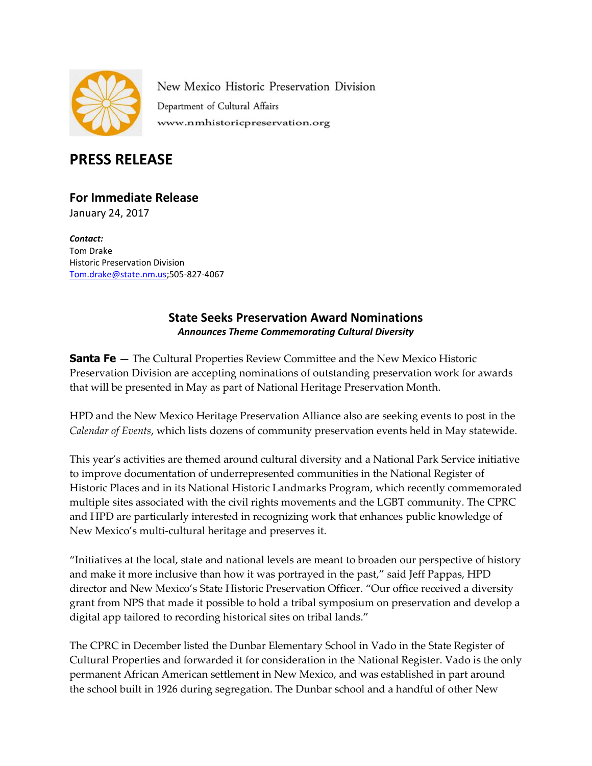New Mexico Historic Preservation Division

Department of Cultural Affairs

www.nmhistoricpreservation.org

# PRESS RELEASE

## For Immediate Release

January 24, 2017

***Contact:***
Tom Drake
Historic Preservation Division
Tom.drake@state.nm.us;505-827-4067

### State Seeks Preservation Award Nominations

***Announces Theme Commemorating Cultural Diversity***

**Santa Fe** — The Cultural Properties Review Committee and the New Mexico Historic Preservation Division are accepting nominations of outstanding preservation work for awards that will be presented in May as part of National Heritage Preservation Month.

HPD and the New Mexico Heritage Preservation Alliance also are seeking events to post in the *Calendar of Events*, which lists dozens of community preservation events held in May statewide.

This year's activities are themed around cultural diversity and a National Park Service initiative to improve documentation of underrepresented communities in the National Register of Historic Places and in its National Historic Landmarks Program, which recently commemorated multiple sites associated with the civil rights movements and the LGBT community. The CPRC and HPD are particularly interested in recognizing work that enhances public knowledge of New Mexico's multi-cultural heritage and preserves it.

"Initiatives at the local, state and national levels are meant to broaden our perspective of history and make it more inclusive than how it was portrayed in the past," said Jeff Pappas, HPD director and New Mexico's State Historic Preservation Officer. "Our office received a diversity grant from NPS that made it possible to hold a tribal symposium on preservation and develop a digital app tailored to recording historical sites on tribal lands."

The CPRC in December listed the Dunbar Elementary School in Vado in the State Register of Cultural Properties and forwarded it for consideration in the National Register. Vado is the only permanent African American settlement in New Mexico, and was established in part around the school built in 1926 during segregation. The Dunbar school and a handful of other New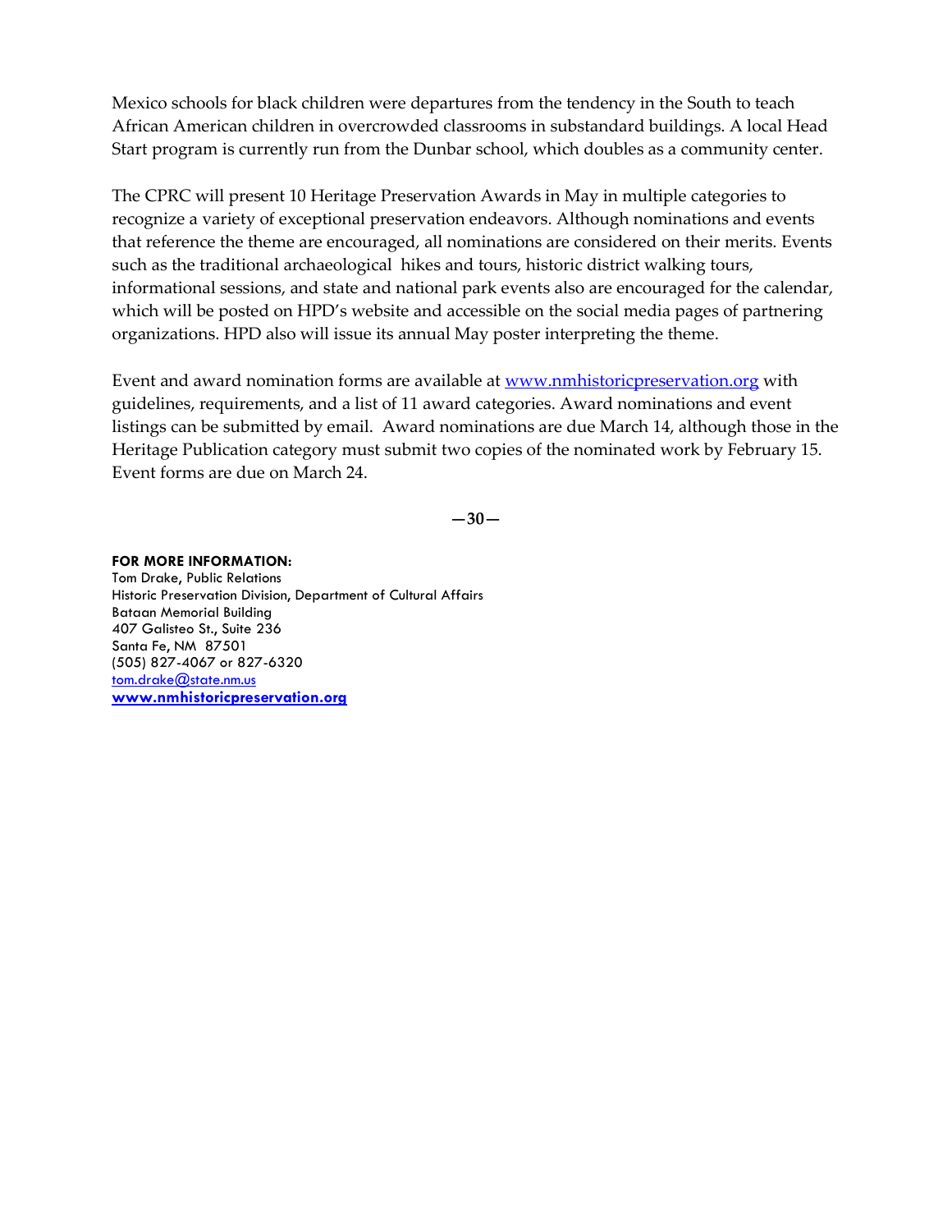Mexico schools for black children were departures from the tendency in the South to teach African American children in overcrowded classrooms in substandard buildings. A local Head Start program is currently run from the Dunbar school, which doubles as a community center.

The CPRC will present 10 Heritage Preservation Awards in May in multiple categories to recognize a variety of exceptional preservation endeavors. Although nominations and events that reference the theme are encouraged, all nominations are considered on their merits. Events such as the traditional archaeological hikes and tours, historic district walking tours, informational sessions, and state and national park events also are encouraged for the calendar, which will be posted on HPD's website and accessible on the social media pages of partnering organizations. HPD also will issue its annual May poster interpreting the theme.

Event and award nomination forms are available at www.nmhistoricpreservation.org with guidelines, requirements, and a list of 11 award categories. Award nominations and event listings can be submitted by email. Award nominations are due March 14, although those in the Heritage Publication category must submit two copies of the nominated work by February 15. Event forms are due on March 24.

**—30—**

**FOR MORE INFORMATION:**
Tom Drake, Public Relations
Historic Preservation Division, Department of Cultural Affairs
Bataan Memorial Building
407 Galisteo St., Suite 236
Santa Fe, NM 87501
(505) 827-4067 or 827-6320
tom.drake@state.nm.us
**www.nmhistoricpreservation.org**